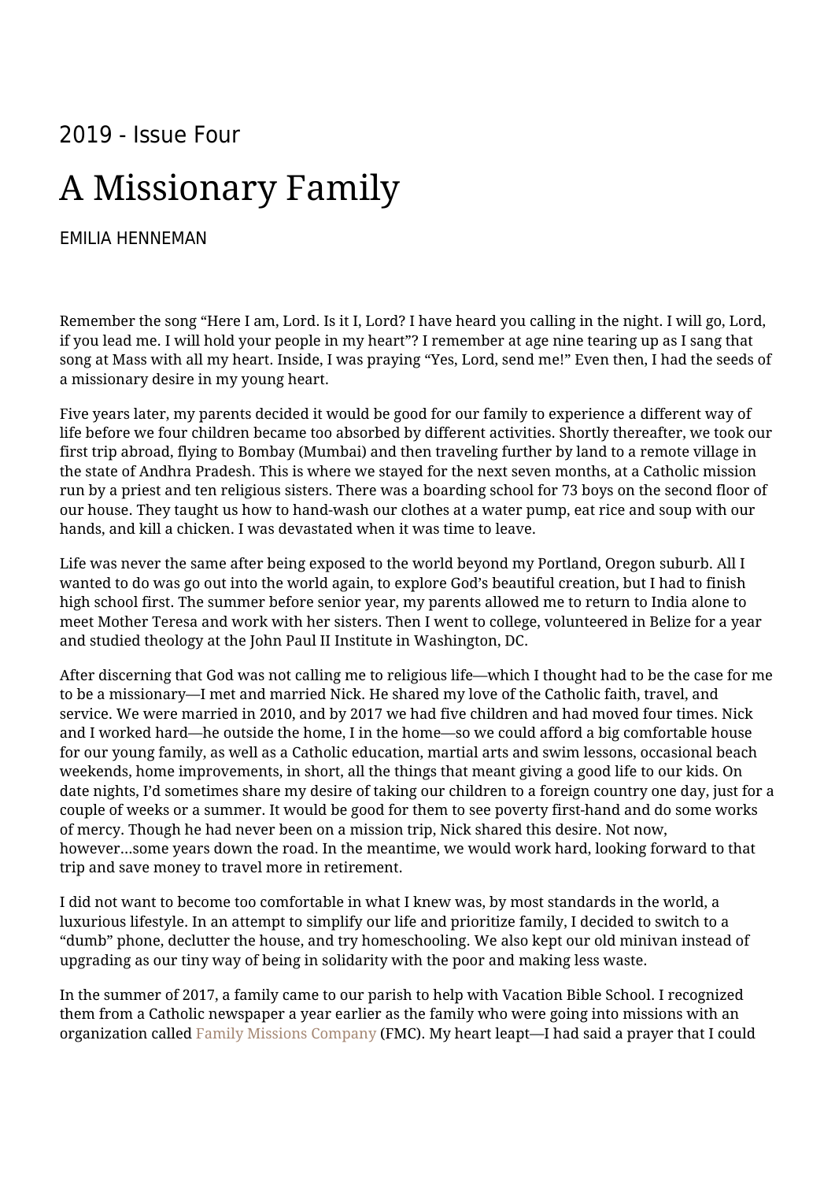2019 - Issue Four

# A Missionary Family

EMILIA HENNEMAN

Remember the song "Here I am, Lord. Is it I, Lord? I have heard you calling in the night. I will go, Lord, if you lead me. I will hold your people in my heart"? I remember at age nine tearing up as I sang that song at Mass with all my heart. Inside, I was praying "Yes, Lord, send me!" Even then, I had the seeds of a missionary desire in my young heart.

Five years later, my parents decided it would be good for our family to experience a different way of life before we four children became too absorbed by different activities. Shortly thereafter, we took our first trip abroad, flying to Bombay (Mumbai) and then traveling further by land to a remote village in the state of Andhra Pradesh. This is where we stayed for the next seven months, at a Catholic mission run by a priest and ten religious sisters. There was a boarding school for 73 boys on the second floor of our house. They taught us how to hand-wash our clothes at a water pump, eat rice and soup with our hands, and kill a chicken. I was devastated when it was time to leave.

Life was never the same after being exposed to the world beyond my Portland, Oregon suburb. All I wanted to do was go out into the world again, to explore God's beautiful creation, but I had to finish high school first. The summer before senior year, my parents allowed me to return to India alone to meet Mother Teresa and work with her sisters. Then I went to college, volunteered in Belize for a year and studied theology at the John Paul II Institute in Washington, DC.

After discerning that God was not calling me to religious life—which I thought had to be the case for me to be a missionary—I met and married Nick. He shared my love of the Catholic faith, travel, and service. We were married in 2010, and by 2017 we had five children and had moved four times. Nick and I worked hard—he outside the home, I in the home—so we could afford a big comfortable house for our young family, as well as a Catholic education, martial arts and swim lessons, occasional beach weekends, home improvements, in short, all the things that meant giving a good life to our kids. On date nights, I'd sometimes share my desire of taking our children to a foreign country one day, just for a couple of weeks or a summer. It would be good for them to see poverty first-hand and do some works of mercy. Though he had never been on a mission trip, Nick shared this desire. Not now, however…some years down the road. In the meantime, we would work hard, looking forward to that trip and save money to travel more in retirement.

I did not want to become too comfortable in what I knew was, by most standards in the world, a luxurious lifestyle. In an attempt to simplify our life and prioritize family, I decided to switch to a "dumb" phone, declutter the house, and try homeschooling. We also kept our old minivan instead of upgrading as our tiny way of being in solidarity with the poor and making less waste.

In the summer of 2017, a family came to our parish to help with Vacation Bible School. I recognized them from a Catholic newspaper a year earlier as the family who were going into missions with an organization called Family Missions Company (FMC). My heart leapt—I had said a prayer that I could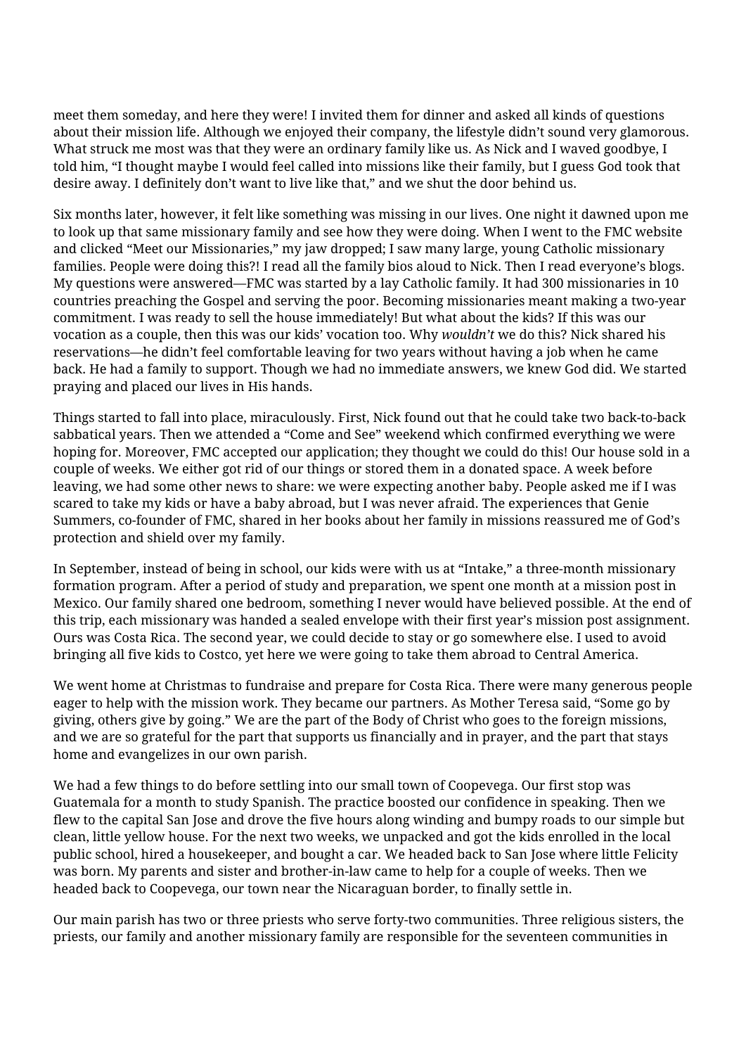meet them someday, and here they were! I invited them for dinner and asked all kinds of questions about their mission life. Although we enjoyed their company, the lifestyle didn't sound very glamorous. What struck me most was that they were an ordinary family like us. As Nick and I waved goodbye, I told him, "I thought maybe I would feel called into missions like their family, but I guess God took that desire away. I definitely don't want to live like that," and we shut the door behind us.

Six months later, however, it felt like something was missing in our lives. One night it dawned upon me to look up that same missionary family and see how they were doing. When I went to the FMC website and clicked "Meet our Missionaries," my jaw dropped; I saw many large, young Catholic missionary families. People were doing this?! I read all the family bios aloud to Nick. Then I read everyone's blogs. My questions were answered—FMC was started by a lay Catholic family. It had 300 missionaries in 10 countries preaching the Gospel and serving the poor. Becoming missionaries meant making a two-year commitment. I was ready to sell the house immediately! But what about the kids? If this was our vocation as a couple, then this was our kids' vocation too. Why *wouldn't* we do this? Nick shared his reservations—he didn't feel comfortable leaving for two years without having a job when he came back. He had a family to support. Though we had no immediate answers, we knew God did. We started praying and placed our lives in His hands.

Things started to fall into place, miraculously. First, Nick found out that he could take two back-to-back sabbatical years. Then we attended a "Come and See" weekend which confirmed everything we were hoping for. Moreover, FMC accepted our application; they thought we could do this! Our house sold in a couple of weeks. We either got rid of our things or stored them in a donated space. A week before leaving, we had some other news to share: we were expecting another baby. People asked me if I was scared to take my kids or have a baby abroad, but I was never afraid. The experiences that Genie Summers, co-founder of FMC, shared in her books about her family in missions reassured me of God's protection and shield over my family.

In September, instead of being in school, our kids were with us at "Intake," a three-month missionary formation program. After a period of study and preparation, we spent one month at a mission post in Mexico. Our family shared one bedroom, something I never would have believed possible. At the end of this trip, each missionary was handed a sealed envelope with their first year's mission post assignment. Ours was Costa Rica. The second year, we could decide to stay or go somewhere else. I used to avoid bringing all five kids to Costco, yet here we were going to take them abroad to Central America.

We went home at Christmas to fundraise and prepare for Costa Rica. There were many generous people eager to help with the mission work. They became our partners. As Mother Teresa said, "Some go by giving, others give by going." We are the part of the Body of Christ who goes to the foreign missions, and we are so grateful for the part that supports us financially and in prayer, and the part that stays home and evangelizes in our own parish.

We had a few things to do before settling into our small town of Coopevega. Our first stop was Guatemala for a month to study Spanish. The practice boosted our confidence in speaking. Then we flew to the capital San Jose and drove the five hours along winding and bumpy roads to our simple but clean, little yellow house. For the next two weeks, we unpacked and got the kids enrolled in the local public school, hired a housekeeper, and bought a car. We headed back to San Jose where little Felicity was born. My parents and sister and brother-in-law came to help for a couple of weeks. Then we headed back to Coopevega, our town near the Nicaraguan border, to finally settle in.

Our main parish has two or three priests who serve forty-two communities. Three religious sisters, the priests, our family and another missionary family are responsible for the seventeen communities in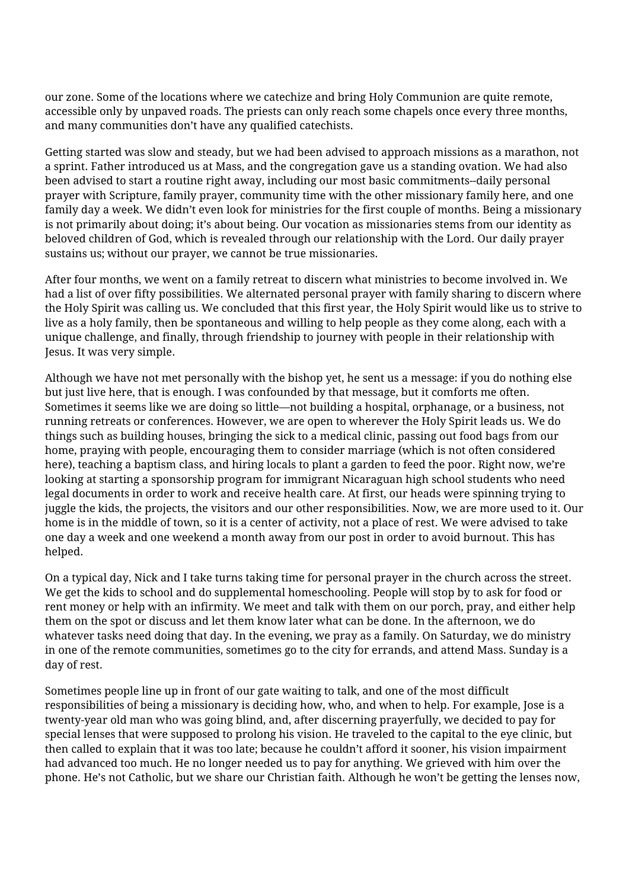our zone. Some of the locations where we catechize and bring Holy Communion are quite remote, accessible only by unpaved roads. The priests can only reach some chapels once every three months, and many communities don't have any qualified catechists.

Getting started was slow and steady, but we had been advised to approach missions as a marathon, not a sprint. Father introduced us at Mass, and the congregation gave us a standing ovation. We had also been advised to start a routine right away, including our most basic commitments--daily personal prayer with Scripture, family prayer, community time with the other missionary family here, and one family day a week. We didn't even look for ministries for the first couple of months. Being a missionary is not primarily about doing; it's about being. Our vocation as missionaries stems from our identity as beloved children of God, which is revealed through our relationship with the Lord. Our daily prayer sustains us; without our prayer, we cannot be true missionaries.

After four months, we went on a family retreat to discern what ministries to become involved in. We had a list of over fifty possibilities. We alternated personal prayer with family sharing to discern where the Holy Spirit was calling us. We concluded that this first year, the Holy Spirit would like us to strive to live as a holy family, then be spontaneous and willing to help people as they come along, each with a unique challenge, and finally, through friendship to journey with people in their relationship with Jesus. It was very simple.

Although we have not met personally with the bishop yet, he sent us a message: if you do nothing else but just live here, that is enough. I was confounded by that message, but it comforts me often. Sometimes it seems like we are doing so little—not building a hospital, orphanage, or a business, not running retreats or conferences. However, we are open to wherever the Holy Spirit leads us. We do things such as building houses, bringing the sick to a medical clinic, passing out food bags from our home, praying with people, encouraging them to consider marriage (which is not often considered here), teaching a baptism class, and hiring locals to plant a garden to feed the poor. Right now, we're looking at starting a sponsorship program for immigrant Nicaraguan high school students who need legal documents in order to work and receive health care. At first, our heads were spinning trying to juggle the kids, the projects, the visitors and our other responsibilities. Now, we are more used to it. Our home is in the middle of town, so it is a center of activity, not a place of rest. We were advised to take one day a week and one weekend a month away from our post in order to avoid burnout. This has helped.

On a typical day, Nick and I take turns taking time for personal prayer in the church across the street. We get the kids to school and do supplemental homeschooling. People will stop by to ask for food or rent money or help with an infirmity. We meet and talk with them on our porch, pray, and either help them on the spot or discuss and let them know later what can be done. In the afternoon, we do whatever tasks need doing that day. In the evening, we pray as a family. On Saturday, we do ministry in one of the remote communities, sometimes go to the city for errands, and attend Mass. Sunday is a day of rest.

Sometimes people line up in front of our gate waiting to talk, and one of the most difficult responsibilities of being a missionary is deciding how, who, and when to help. For example, Jose is a twenty-year old man who was going blind, and, after discerning prayerfully, we decided to pay for special lenses that were supposed to prolong his vision. He traveled to the capital to the eye clinic, but then called to explain that it was too late; because he couldn't afford it sooner, his vision impairment had advanced too much. He no longer needed us to pay for anything. We grieved with him over the phone. He's not Catholic, but we share our Christian faith. Although he won't be getting the lenses now,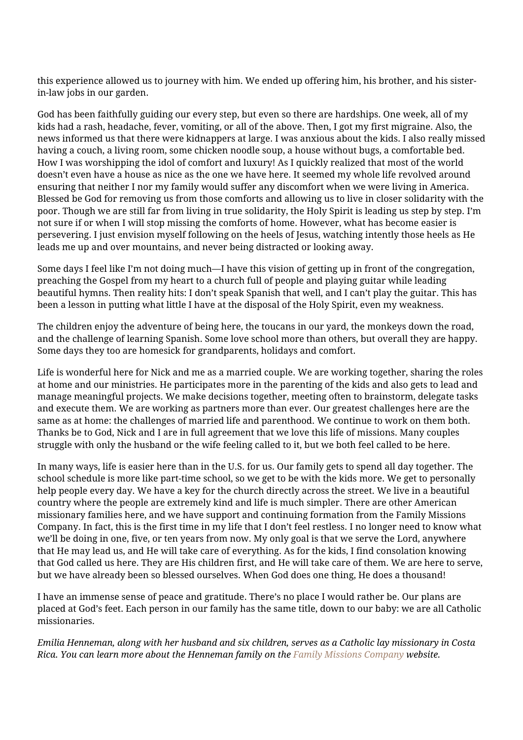this experience allowed us to journey with him. We ended up offering him, his brother, and his sister-in-law jobs in our garden.

God has been faithfully guiding our every step, but even so there are hardships. One week, all of my kids had a rash, headache, fever, vomiting, or all of the above. Then, I got my first migraine. Also, the news informed us that there were kidnappers at large. I was anxious about the kids. I also really missed having a couch, a living room, some chicken noodle soup, a house without bugs, a comfortable bed. How I was worshipping the idol of comfort and luxury! As I quickly realized that most of the world doesn't even have a house as nice as the one we have here. It seemed my whole life revolved around ensuring that neither I nor my family would suffer any discomfort when we were living in America. Blessed be God for removing us from those comforts and allowing us to live in closer solidarity with the poor. Though we are still far from living in true solidarity, the Holy Spirit is leading us step by step. I'm not sure if or when I will stop missing the comforts of home. However, what has become easier is persevering. I just envision myself following on the heels of Jesus, watching intently those heels as He leads me up and over mountains, and never being distracted or looking away.

Some days I feel like I'm not doing much—I have this vision of getting up in front of the congregation, preaching the Gospel from my heart to a church full of people and playing guitar while leading beautiful hymns. Then reality hits: I don't speak Spanish that well, and I can't play the guitar. This has been a lesson in putting what little I have at the disposal of the Holy Spirit, even my weakness.

The children enjoy the adventure of being here, the toucans in our yard, the monkeys down the road, and the challenge of learning Spanish. Some love school more than others, but overall they are happy. Some days they too are homesick for grandparents, holidays and comfort.

Life is wonderful here for Nick and me as a married couple. We are working together, sharing the roles at home and our ministries. He participates more in the parenting of the kids and also gets to lead and manage meaningful projects. We make decisions together, meeting often to brainstorm, delegate tasks and execute them. We are working as partners more than ever. Our greatest challenges here are the same as at home: the challenges of married life and parenthood. We continue to work on them both. Thanks be to God, Nick and I are in full agreement that we love this life of missions. Many couples struggle with only the husband or the wife feeling called to it, but we both feel called to be here.

In many ways, life is easier here than in the U.S. for us. Our family gets to spend all day together. The school schedule is more like part-time school, so we get to be with the kids more. We get to personally help people every day. We have a key for the church directly across the street. We live in a beautiful country where the people are extremely kind and life is much simpler. There are other American missionary families here, and we have support and continuing formation from the Family Missions Company. In fact, this is the first time in my life that I don't feel restless. I no longer need to know what we'll be doing in one, five, or ten years from now. My only goal is that we serve the Lord, anywhere that He may lead us, and He will take care of everything. As for the kids, I find consolation knowing that God called us here. They are His children first, and He will take care of them. We are here to serve, but we have already been so blessed ourselves. When God does one thing, He does a thousand!

I have an immense sense of peace and gratitude. There's no place I would rather be. Our plans are placed at God's feet. Each person in our family has the same title, down to our baby: we are all Catholic missionaries.

*Emilia Henneman, along with her husband and six children, serves as a Catholic lay missionary in Costa Rica. You can learn more about the Henneman family on the Family Missions Company website.*